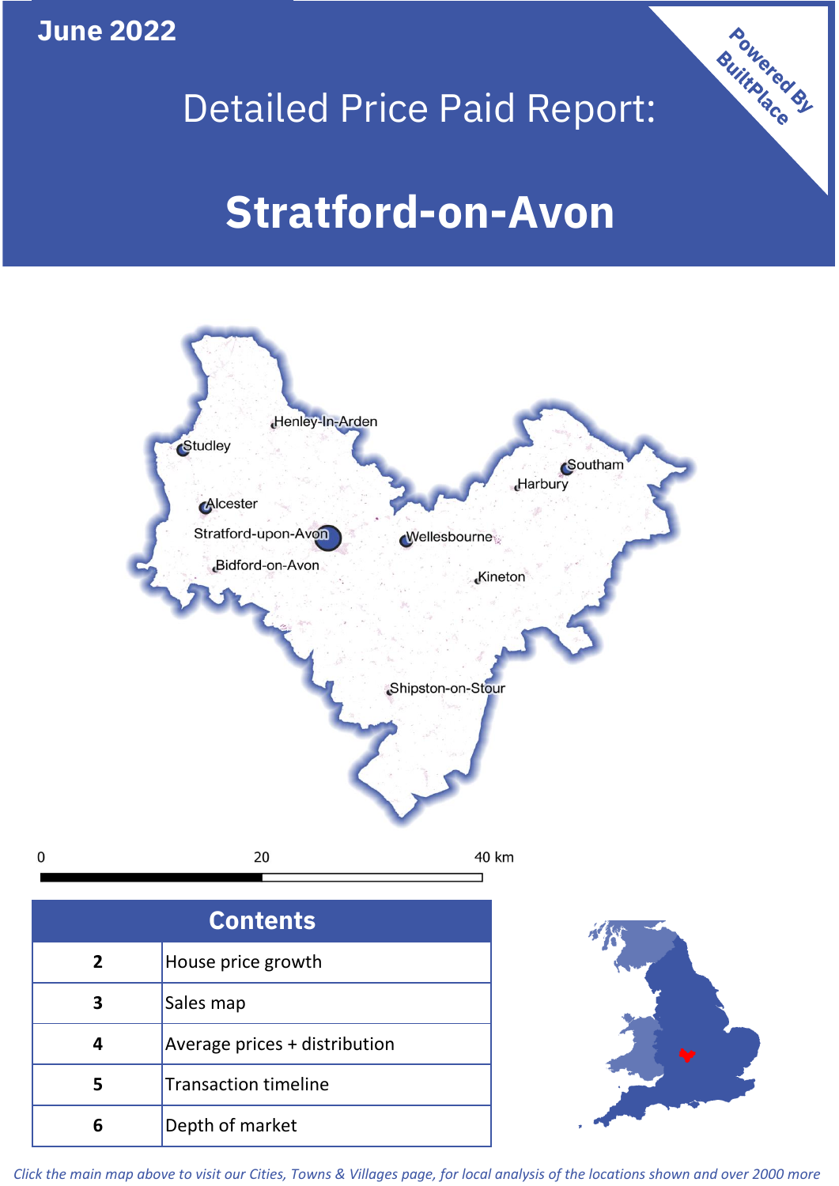June 2022

# Detailed Price Paid Report:

# Stratford-on-Avon

Powered By BuiltPlace

Henley-In-Arden
Studley
Southam
Harbury
Alcester
Stratford-upon-Avon
Wellesbourne
Bidford-on-Avon
Kineton
Shipston-on-Stour

0 20 40 km

| Contents | |
|---|---|
| 2 | House price growth |
| 3 | Sales map |
| 4 | Average prices + distribution |
| 5 | Transaction timeline |
| 6 | Depth of market |

*Click the main map above to visit our Cities, Towns & Villages page, for local analysis of the locations shown and over 2000 more*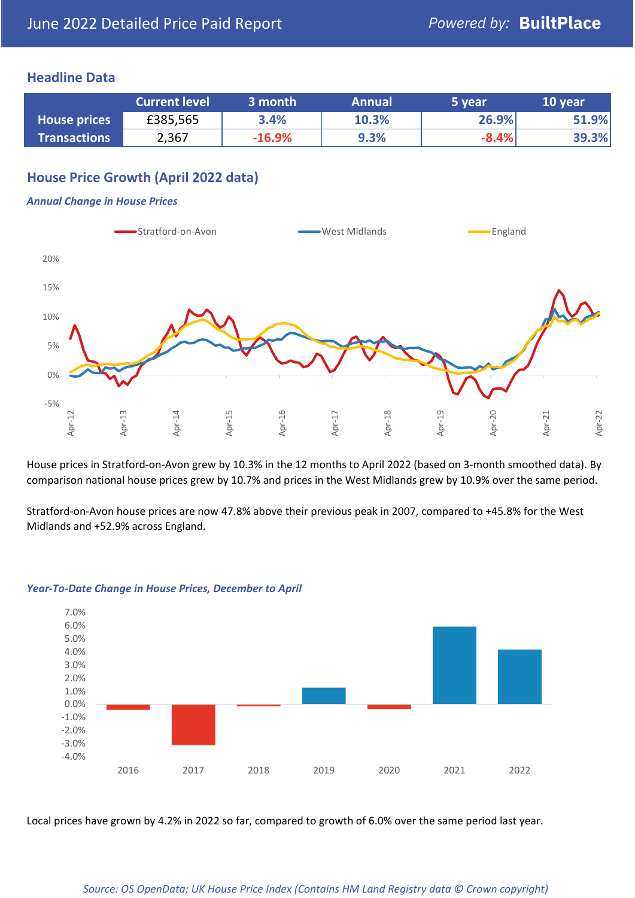June 2022 Detailed Price Paid Report

*Powered by:* **BuiltPlace**

## Headline Data

| | Current level | 3 month | Annual | 5 year | 10 year |
|---|---|---|---|---|---|
| **House prices** | £385,565 | 3.4% | 10.3% | 26.9% | 51.9% |
| **Transactions** | 2,367 | -16.9% | 9.3% | -8.4% | 39.3% |

## House Price Growth (April 2022 data)

### *Annual Change in House Prices*

House prices in Stratford-on-Avon grew by 10.3% in the 12 months to April 2022 (based on 3-month smoothed data). By comparison national house prices grew by 10.7% and prices in the West Midlands grew by 10.9% over the same period.

Stratford-on-Avon house prices are now 47.8% above their previous peak in 2007, compared to +45.8% for the West Midlands and +52.9% across England.

### *Year-To-Date Change in House Prices, December to April*

Local prices have grown by 4.2% in 2022 so far, compared to growth of 6.0% over the same period last year.

*Source: OS OpenData; UK House Price Index (Contains HM Land Registry data © Crown copyright)*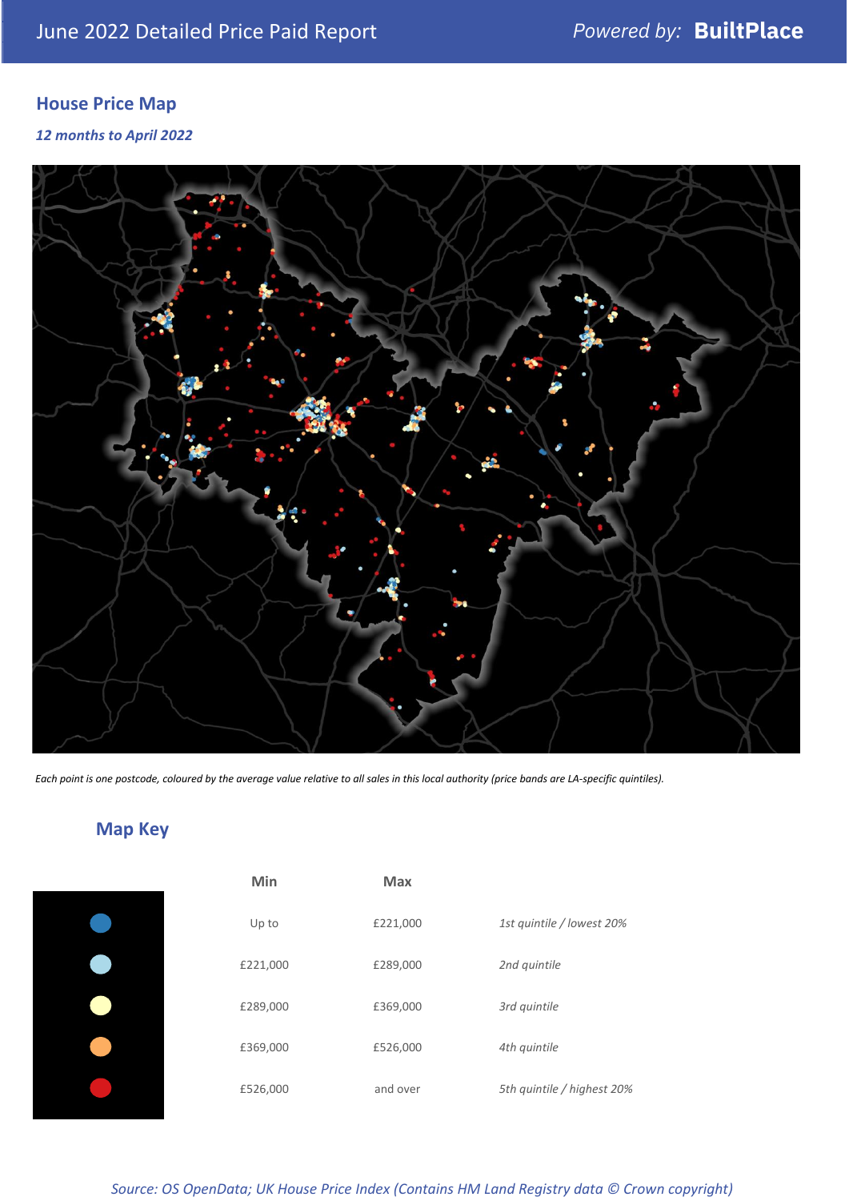June 2022 Detailed Price Paid Report — *Powered by:* **BuiltPlace**

## House Price Map

*12 months to April 2022*

*Each point is one postcode, coloured by the average value relative to all sales in this local authority (price bands are LA-specific quintiles).*

## Map Key

| | Min | Max | |
|---|---|---|---|
| | Up to | £221,000 | *1st quintile / lowest 20%* |
| | £221,000 | £289,000 | *2nd quintile* |
| | £289,000 | £369,000 | *3rd quintile* |
| | £369,000 | £526,000 | *4th quintile* |
| | £526,000 | and over | *5th quintile / highest 20%* |

*Source: OS OpenData; UK House Price Index (Contains HM Land Registry data © Crown copyright)*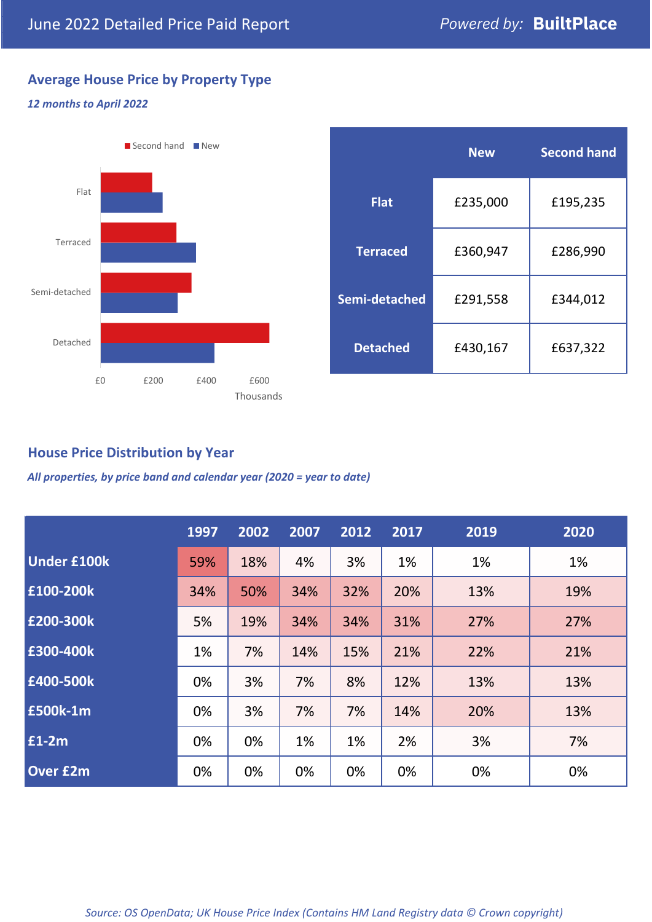June 2022 Detailed Price Paid Report

*Powered by:* **BuiltPlace**

## Average House Price by Property Type

***12 months to April 2022***

|  | New | Second hand |
|---|---|---|
| **Flat** | £235,000 | £195,235 |
| **Terraced** | £360,947 | £286,990 |
| **Semi-detached** | £291,558 | £344,012 |
| **Detached** | £430,167 | £637,322 |

## House Price Distribution by Year

***All properties, by price band and calendar year (2020 = year to date)***

|  | 1997 | 2002 | 2007 | 2012 | 2017 | 2019 | 2020 |
|---|---|---|---|---|---|---|---|
| **Under £100k** | 59% | 18% | 4% | 3% | 1% | 1% | 1% |
| **£100-200k** | 34% | 50% | 34% | 32% | 20% | 13% | 19% |
| **£200-300k** | 5% | 19% | 34% | 34% | 31% | 27% | 27% |
| **£300-400k** | 1% | 7% | 14% | 15% | 21% | 22% | 21% |
| **£400-500k** | 0% | 3% | 7% | 8% | 12% | 13% | 13% |
| **£500k-1m** | 0% | 3% | 7% | 7% | 14% | 20% | 13% |
| **£1-2m** | 0% | 0% | 1% | 1% | 2% | 3% | 7% |
| **Over £2m** | 0% | 0% | 0% | 0% | 0% | 0% | 0% |

*Source: OS OpenData; UK House Price Index (Contains HM Land Registry data © Crown copyright)*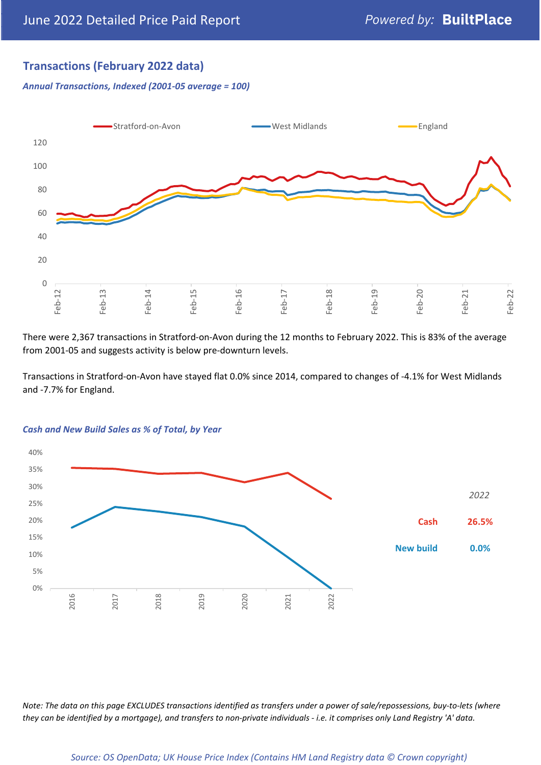## Transactions (February 2022 data)

*Annual Transactions, Indexed (2001-05 average = 100)*

There were 2,367 transactions in Stratford-on-Avon during the 12 months to February 2022. This is 83% of the average from 2001-05 and suggests activity is below pre-downturn levels.

Transactions in Stratford-on-Avon have stayed flat 0.0% since 2014, compared to changes of -4.1% for West Midlands and -7.7% for England.

*Cash and New Build Sales as % of Total, by Year*

| 2022 | |
|---|---|
| Cash | 26.5% |
| New build | 0.0% |

*Note: The data on this page EXCLUDES transactions identified as transfers under a power of sale/repossessions, buy-to-lets (where they can be identified by a mortgage), and transfers to non-private individuals - i.e. it comprises only Land Registry 'A' data.*

*Source: OS OpenData; UK House Price Index (Contains HM Land Registry data © Crown copyright)*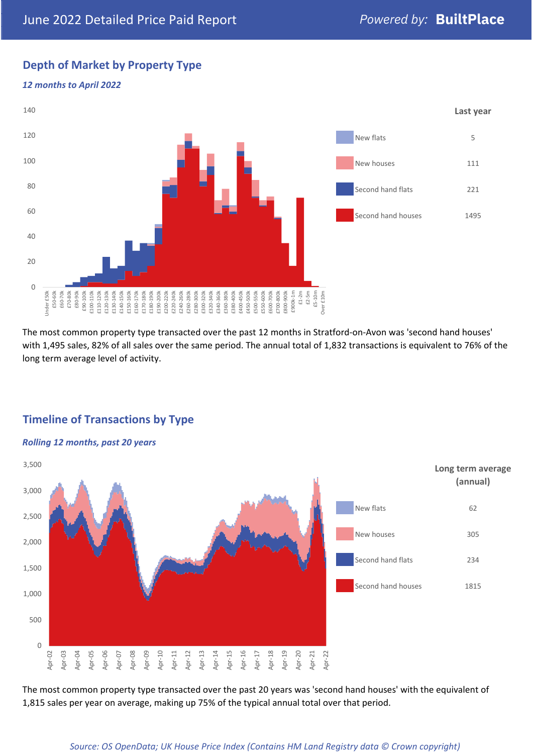# June 2022 Detailed Price Paid Report

Powered by: **BuiltPlace**

## Depth of Market by Property Type

*12 months to April 2022*

140
120
100
80
60
40
20
0

Under £50k, £50-60k, £60-70k, £70-80k, £80-90k, £90-100k, £100-110k, £110-120k, £120-130k, £130-140k, £140-150k, £150-160k, £160-170k, £170-180k, £180-190k, £190-200k, £200-220k, £220-240k, £240-260k, £260-280k, £280-300k, £300-320k, £320-340k, £340-360k, £360-380k, £380-400k, £400-450k, £450-500k, £500-550k, £550-600k, £600-700k, £700-800k, £800-900k, £900k-1m, £1-2m, £2-5m, £5-10m, Over £10m

Last year

New flats 5
New houses 111
Second hand flats 221
Second hand houses 1495

The most common property type transacted over the past 12 months in Stratford-on-Avon was 'second hand houses' with 1,495 sales, 82% of all sales over the same period. The annual total of 1,832 transactions is equivalent to 76% of the long term average level of activity.

## Timeline of Transactions by Type

*Rolling 12 months, past 20 years*

3,500
3,000
2,500
2,000
1,500
1,000
500
0

Apr-02, Apr-03, Apr-04, Apr-05, Apr-06, Apr-07, Apr-08, Apr-09, Apr-10, Apr-11, Apr-12, Apr-13, Apr-14, Apr-15, Apr-16, Apr-17, Apr-18, Apr-19, Apr-20, Apr-21, Apr-22

Long term average (annual)

New flats 62
New houses 305
Second hand flats 234
Second hand houses 1815

The most common property type transacted over the past 20 years was 'second hand houses' with the equivalent of 1,815 sales per year on average, making up 75% of the typical annual total over that period.

*Source: OS OpenData; UK House Price Index (Contains HM Land Registry data © Crown copyright)*